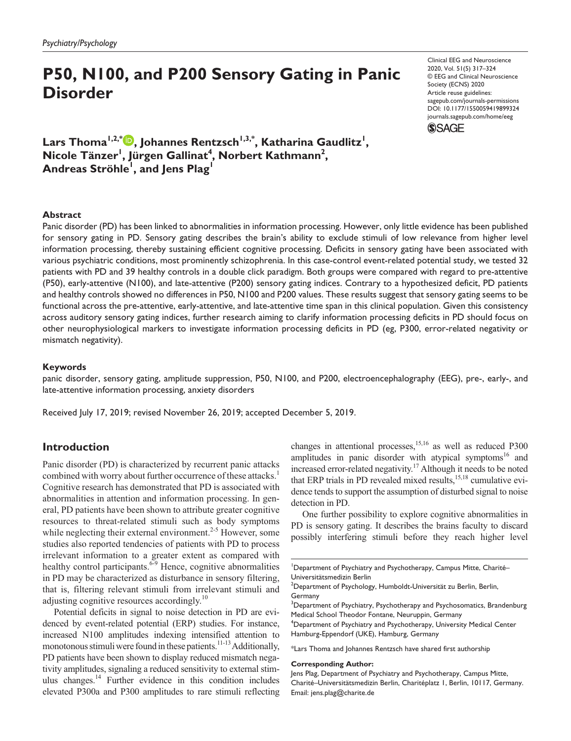# P50, N100, and P200 Sensory Gating in Panic Disorder

Lars Thoma[1,2,*], Johannes Rentzsch[1,3,*], Katharina Gaudlitz[1], Nicole Tänzer[1], Jürgen Gallinat[4], Norbert Kathmann[2], Andreas Ströhle[1], and Jens Plag[1]

## Abstract

Panic disorder (PD) has been linked to abnormalities in information processing. However, only little evidence has been published for sensory gating in PD. Sensory gating describes the brain's ability to exclude stimuli of low relevance from higher level information processing, thereby sustaining efficient cognitive processing. Deficits in sensory gating have been associated with various psychiatric conditions, most prominently schizophrenia. In this case-control event-related potential study, we tested 32 patients with PD and 39 healthy controls in a double click paradigm. Both groups were compared with regard to pre-attentive (P50), early-attentive (N100), and late-attentive (P200) sensory gating indices. Contrary to a hypothesized deficit, PD patients and healthy controls showed no differences in P50, N100 and P200 values. These results suggest that sensory gating seems to be functional across the pre-attentive, early-attentive, and late-attentive time span in this clinical population. Given this consistency across auditory sensory gating indices, further research aiming to clarify information processing deficits in PD should focus on other neurophysiological markers to investigate information processing deficits in PD (eg, P300, error-related negativity or mismatch negativity).

### Keywords

panic disorder, sensory gating, amplitude suppression, P50, N100, and P200, electroencephalography (EEG), pre-, early-, and late-attentive information processing, anxiety disorders

Received July 17, 2019; revised November 26, 2019; accepted December 5, 2019.

## Introduction

Panic disorder (PD) is characterized by recurrent panic attacks combined with worry about further occurrence of these attacks.[1] Cognitive research has demonstrated that PD is associated with abnormalities in attention and information processing. In general, PD patients have been shown to attribute greater cognitive resources to threat-related stimuli such as body symptoms while neglecting their external environment.[2-5] However, some studies also reported tendencies of patients with PD to process irrelevant information to a greater extent as compared with healthy control participants.[6-9] Hence, cognitive abnormalities in PD may be characterized as disturbance in sensory filtering, that is, filtering relevant stimuli from irrelevant stimuli and adjusting cognitive resources accordingly.[10]

Potential deficits in signal to noise detection in PD are evidenced by event-related potential (ERP) studies. For instance, increased N100 amplitudes indexing intensified attention to monotonous stimuli were found in these patients.[11-13] Additionally, PD patients have been shown to display reduced mismatch negativity amplitudes, signaling a reduced sensitivity to external stimulus changes.[14] Further evidence in this condition includes elevated P300a and P300 amplitudes to rare stimuli reflecting changes in attentional processes,[15,16] as well as reduced P300 amplitudes in panic disorder with atypical symptoms[16] and increased error-related negativity.[17] Although it needs to be noted that ERP trials in PD revealed mixed results,[15,18] cumulative evidence tends to support the assumption of disturbed signal to noise detection in PD.

One further possibility to explore cognitive abnormalities in PD is sensory gating. It describes the brains faculty to discard possibly interfering stimuli before they reach higher level

[1]Department of Psychiatry and Psychotherapy, Campus Mitte, Charité–Universitätsmedizin Berlin
[2]Department of Psychology, Humboldt-Universität zu Berlin, Berlin, Germany
[3]Department of Psychiatry, Psychotherapy and Psychosomatics, Brandenburg Medical School Theodor Fontane, Neuruppin, Germany
[4]Department of Psychiatry and Psychotherapy, University Medical Center Hamburg-Eppendorf (UKE), Hamburg, Germany

*Lars Thoma and Johannes Rentzsch have shared first authorship

**Corresponding Author:**
Jens Plag, Department of Psychiatry and Psychotherapy, Campus Mitte, Charité–Universitätsmedizin Berlin, Charitéplatz 1, Berlin, 10117, Germany.
Email: jens.plag@charite.de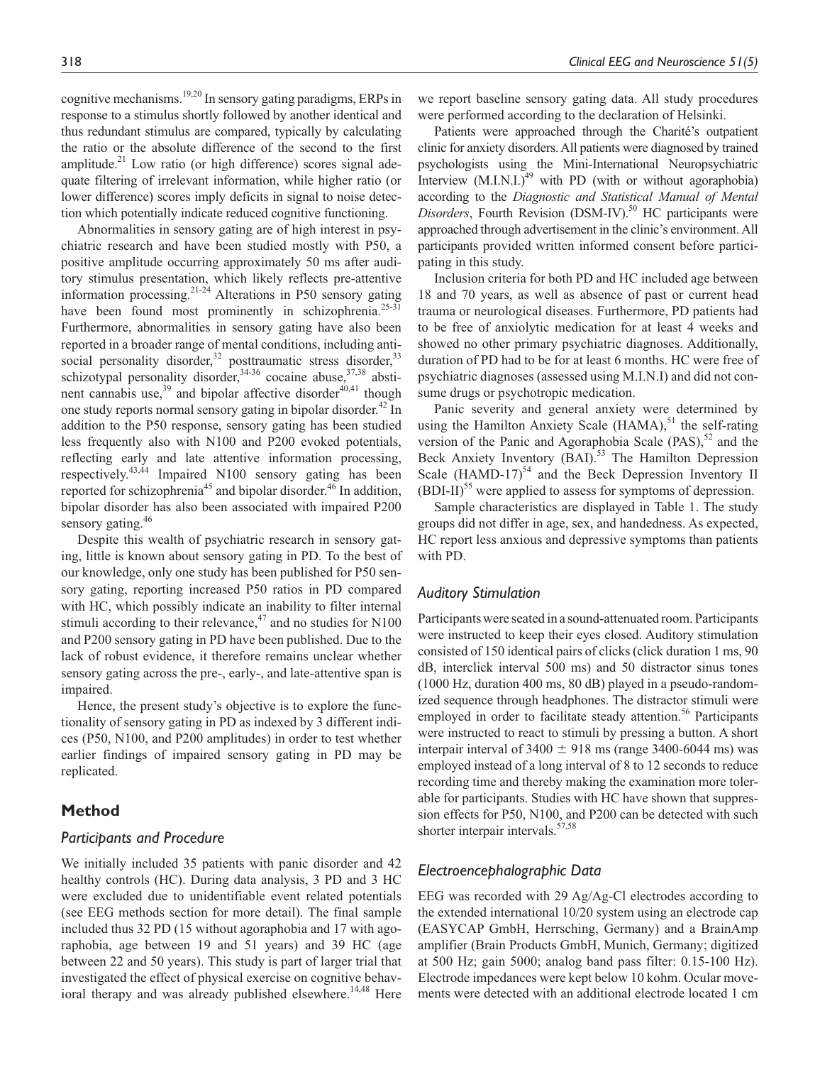cognitive mechanisms.[19,20] In sensory gating paradigms, ERPs in response to a stimulus shortly followed by another identical and thus redundant stimulus are compared, typically by calculating the ratio or the absolute difference of the second to the first amplitude.[21] Low ratio (or high difference) scores signal adequate filtering of irrelevant information, while higher ratio (or lower difference) scores imply deficits in signal to noise detection which potentially indicate reduced cognitive functioning.

Abnormalities in sensory gating are of high interest in psychiatric research and have been studied mostly with P50, a positive amplitude occurring approximately 50 ms after auditory stimulus presentation, which likely reflects pre-attentive information processing.[21-24] Alterations in P50 sensory gating have been found most prominently in schizophrenia.[25-31] Furthermore, abnormalities in sensory gating have also been reported in a broader range of mental conditions, including antisocial personality disorder,[32] posttraumatic stress disorder,[33] schizotypal personality disorder,[34-36] cocaine abuse,[37,38] abstinent cannabis use,[39] and bipolar affective disorder[40,41] though one study reports normal sensory gating in bipolar disorder.[42] In addition to the P50 response, sensory gating has been studied less frequently also with N100 and P200 evoked potentials, reflecting early and late attentive information processing, respectively.[43,44] Impaired N100 sensory gating has been reported for schizophrenia[45] and bipolar disorder.[46] In addition, bipolar disorder has also been associated with impaired P200 sensory gating.[46]

Despite this wealth of psychiatric research in sensory gating, little is known about sensory gating in PD. To the best of our knowledge, only one study has been published for P50 sensory gating, reporting increased P50 ratios in PD compared with HC, which possibly indicate an inability to filter internal stimuli according to their relevance,[47] and no studies for N100 and P200 sensory gating in PD have been published. Due to the lack of robust evidence, it therefore remains unclear whether sensory gating across the pre-, early-, and late-attentive span is impaired.

Hence, the present study's objective is to explore the functionality of sensory gating in PD as indexed by 3 different indices (P50, N100, and P200 amplitudes) in order to test whether earlier findings of impaired sensory gating in PD may be replicated.

## Method

### *Participants and Procedure*

We initially included 35 patients with panic disorder and 42 healthy controls (HC). During data analysis, 3 PD and 3 HC were excluded due to unidentifiable event related potentials (see EEG methods section for more detail). The final sample included thus 32 PD (15 without agoraphobia and 17 with agoraphobia, age between 19 and 51 years) and 39 HC (age between 22 and 50 years). This study is part of larger trial that investigated the effect of physical exercise on cognitive behavioral therapy and was already published elsewhere.[14,48] Here we report baseline sensory gating data. All study procedures were performed according to the declaration of Helsinki.

Patients were approached through the Charité's outpatient clinic for anxiety disorders. All patients were diagnosed by trained psychologists using the Mini-International Neuropsychiatric Interview (M.I.N.I.)[49] with PD (with or without agoraphobia) according to the *Diagnostic and Statistical Manual of Mental Disorders*, Fourth Revision (DSM-IV).[50] HC participants were approached through advertisement in the clinic's environment. All participants provided written informed consent before participating in this study.

Inclusion criteria for both PD and HC included age between 18 and 70 years, as well as absence of past or current head trauma or neurological diseases. Furthermore, PD patients had to be free of anxiolytic medication for at least 4 weeks and showed no other primary psychiatric diagnoses. Additionally, duration of PD had to be for at least 6 months. HC were free of psychiatric diagnoses (assessed using M.I.N.I) and did not consume drugs or psychotropic medication.

Panic severity and general anxiety were determined by using the Hamilton Anxiety Scale (HAMA),[51] the self-rating version of the Panic and Agoraphobia Scale (PAS),[52] and the Beck Anxiety Inventory (BAI).[53] The Hamilton Depression Scale (HAMD-17)[54] and the Beck Depression Inventory II (BDI-II)[55] were applied to assess for symptoms of depression.

Sample characteristics are displayed in Table 1. The study groups did not differ in age, sex, and handedness. As expected, HC report less anxious and depressive symptoms than patients with PD.

### *Auditory Stimulation*

Participants were seated in a sound-attenuated room. Participants were instructed to keep their eyes closed. Auditory stimulation consisted of 150 identical pairs of clicks (click duration 1 ms, 90 dB, interclick interval 500 ms) and 50 distractor sinus tones (1000 Hz, duration 400 ms, 80 dB) played in a pseudo-randomized sequence through headphones. The distractor stimuli were employed in order to facilitate steady attention.[56] Participants were instructed to react to stimuli by pressing a button. A short interpair interval of 3400 ± 918 ms (range 3400-6044 ms) was employed instead of a long interval of 8 to 12 seconds to reduce recording time and thereby making the examination more tolerable for participants. Studies with HC have shown that suppression effects for P50, N100, and P200 can be detected with such shorter interpair intervals.[57,58]

### *Electroencephalographic Data*

EEG was recorded with 29 Ag/Ag-Cl electrodes according to the extended international 10/20 system using an electrode cap (EASYCAP GmbH, Herrsching, Germany) and a BrainAmp amplifier (Brain Products GmbH, Munich, Germany; digitized at 500 Hz; gain 5000; analog band pass filter: 0.15-100 Hz). Electrode impedances were kept below 10 kohm. Ocular movements were detected with an additional electrode located 1 cm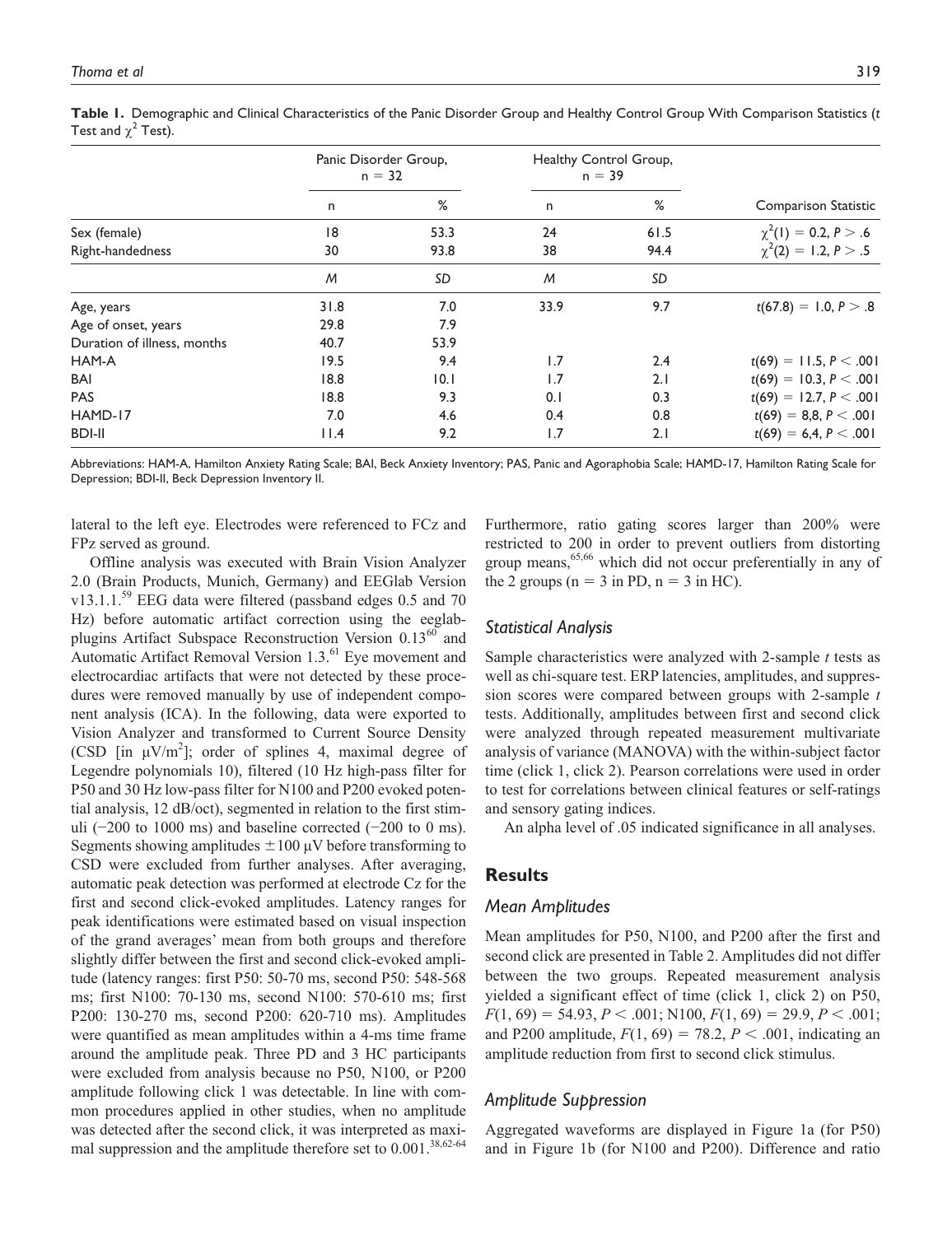**Table 1.** Demographic and Clinical Characteristics of the Panic Disorder Group and Healthy Control Group With Comparison Statistics (*t* Test and $\chi^2$ Test).

| | Panic Disorder Group, n = 32 | | Healthy Control Group, n = 39 | | |
|---|---|---|---|---|---|
| | n | % | n | % | Comparison Statistic |
| Sex (female) | 18 | 53.3 | 24 | 61.5 | $\chi^2(1) = 0.2, P > .6$ |
| Right-handedness | 30 | 93.8 | 38 | 94.4 | $\chi^2(2) = 1.2, P > .5$ |
| | *M* | *SD* | *M* | *SD* | |
| Age, years | 31.8 | 7.0 | 33.9 | 9.7 | $t(67.8) = 1.0, P > .8$ |
| Age of onset, years | 29.8 | 7.9 | | | |
| Duration of illness, months | 40.7 | 53.9 | | | |
| HAM-A | 19.5 | 9.4 | 1.7 | 2.4 | $t(69) = 11.5, P < .001$ |
| BAI | 18.8 | 10.1 | 1.7 | 2.1 | $t(69) = 10.3, P < .001$ |
| PAS | 18.8 | 9.3 | 0.1 | 0.3 | $t(69) = 12.7, P < .001$ |
| HAMD-17 | 7.0 | 4.6 | 0.4 | 0.8 | $t(69) = 8,8, P < .001$ |
| BDI-II | 11.4 | 9.2 | 1.7 | 2.1 | $t(69) = 6,4, P < .001$ |

Abbreviations: HAM-A, Hamilton Anxiety Rating Scale; BAI, Beck Anxiety Inventory; PAS, Panic and Agoraphobia Scale; HAMD-17, Hamilton Rating Scale for Depression; BDI-II, Beck Depression Inventory II.

lateral to the left eye. Electrodes were referenced to FCz and FPz served as ground.

Offline analysis was executed with Brain Vision Analyzer 2.0 (Brain Products, Munich, Germany) and EEGlab Version v13.1.1.[59] EEG data were filtered (passband edges 0.5 and 70 Hz) before automatic artifact correction using the eeglab-plugins Artifact Subspace Reconstruction Version 0.13[60] and Automatic Artifact Removal Version 1.3.[61] Eye movement and electrocardiac artifacts that were not detected by these procedures were removed manually by use of independent component analysis (ICA). In the following, data were exported to Vision Analyzer and transformed to Current Source Density (CSD [in $\mu V/m^2$]; order of splines 4, maximal degree of Legendre polynomials 10), filtered (10 Hz high-pass filter for P50 and 30 Hz low-pass filter for N100 and P200 evoked potential analysis, 12 dB/oct), segmented in relation to the first stimuli (−200 to 1000 ms) and baseline corrected (−200 to 0 ms). Segments showing amplitudes $\pm 100$ µV before transforming to CSD were excluded from further analyses. After averaging, automatic peak detection was performed at electrode Cz for the first and second click-evoked amplitudes. Latency ranges for peak identifications were estimated based on visual inspection of the grand averages' mean from both groups and therefore slightly differ between the first and second click-evoked amplitude (latency ranges: first P50: 50-70 ms, second P50: 548-568 ms; first N100: 70-130 ms, second N100: 570-610 ms; first P200: 130-270 ms, second P200: 620-710 ms). Amplitudes were quantified as mean amplitudes within a 4-ms time frame around the amplitude peak. Three PD and 3 HC participants were excluded from analysis because no P50, N100, or P200 amplitude following click 1 was detectable. In line with common procedures applied in other studies, when no amplitude was detected after the second click, it was interpreted as maximal suppression and the amplitude therefore set to 0.001.[38,62-64] Furthermore, ratio gating scores larger than 200% were restricted to 200 in order to prevent outliers from distorting group means,[65,66] which did not occur preferentially in any of the 2 groups (n = 3 in PD, n = 3 in HC).

### Statistical Analysis

Sample characteristics were analyzed with 2-sample *t* tests as well as chi-square test. ERP latencies, amplitudes, and suppression scores were compared between groups with 2-sample *t* tests. Additionally, amplitudes between first and second click were analyzed through repeated measurement multivariate analysis of variance (MANOVA) with the within-subject factor time (click 1, click 2). Pearson correlations were used in order to test for correlations between clinical features or self-ratings and sensory gating indices.

An alpha level of .05 indicated significance in all analyses.

## Results

### Mean Amplitudes

Mean amplitudes for P50, N100, and P200 after the first and second click are presented in Table 2. Amplitudes did not differ between the two groups. Repeated measurement analysis yielded a significant effect of time (click 1, click 2) on P50, $F(1, 69) = 54.93, P < .001$; N100, $F(1, 69) = 29.9, P < .001$; and P200 amplitude, $F(1, 69) = 78.2, P < .001$, indicating an amplitude reduction from first to second click stimulus.

### Amplitude Suppression

Aggregated waveforms are displayed in Figure 1a (for P50) and in Figure 1b (for N100 and P200). Difference and ratio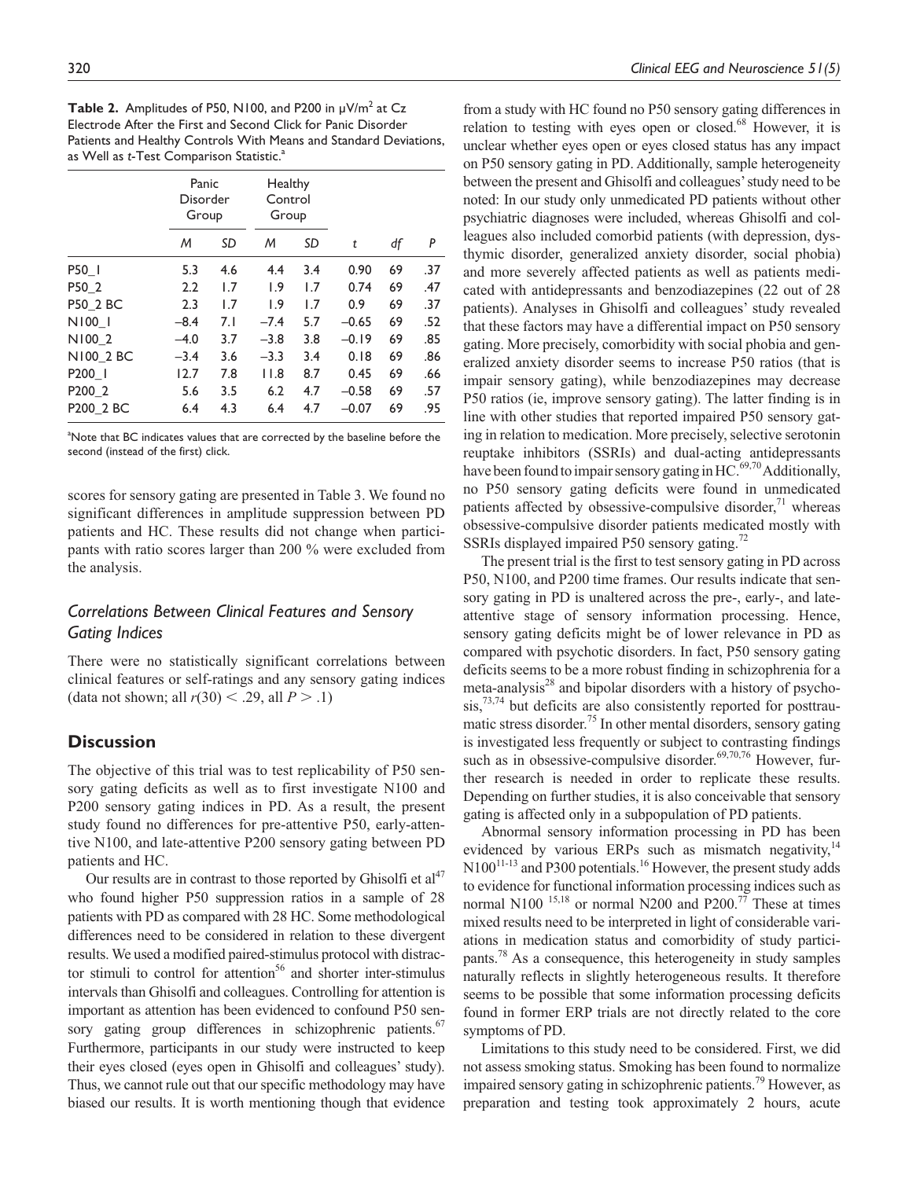**Table 2.** Amplitudes of P50, N100, and P200 in µV/m² at Cz Electrode After the First and Second Click for Panic Disorder Patients and Healthy Controls With Means and Standard Deviations, as Well as *t*-Test Comparison Statistic.[a]

| | Panic Disorder Group | | Healthy Control Group | | | | |
|---|---|---|---|---|---|---|---|
| | *M* | *SD* | *M* | *SD* | *t* | *df* | *P* |
| P50_1 | 5.3 | 4.6 | 4.4 | 3.4 | 0.90 | 69 | .37 |
| P50_2 | 2.2 | 1.7 | 1.9 | 1.7 | 0.74 | 69 | .47 |
| P50_2 BC | 2.3 | 1.7 | 1.9 | 1.7 | 0.9 | 69 | .37 |
| N100_1 | −8.4 | 7.1 | −7.4 | 5.7 | −0.65 | 69 | .52 |
| N100_2 | −4.0 | 3.7 | −3.8 | 3.8 | −0.19 | 69 | .85 |
| N100_2 BC | −3.4 | 3.6 | −3.3 | 3.4 | 0.18 | 69 | .86 |
| P200_1 | 12.7 | 7.8 | 11.8 | 8.7 | 0.45 | 69 | .66 |
| P200_2 | 5.6 | 3.5 | 6.2 | 4.7 | −0.58 | 69 | .57 |
| P200_2 BC | 6.4 | 4.3 | 6.4 | 4.7 | −0.07 | 69 | .95 |

[a]Note that BC indicates values that are corrected by the baseline before the second (instead of the first) click.

scores for sensory gating are presented in Table 3. We found no significant differences in amplitude suppression between PD patients and HC. These results did not change when participants with ratio scores larger than 200 % were excluded from the analysis.

### *Correlations Between Clinical Features and Sensory Gating Indices*

There were no statistically significant correlations between clinical features or self-ratings and any sensory gating indices (data not shown; all $r(30) < .29$, all $P > .1$)

## Discussion

The objective of this trial was to test replicability of P50 sensory gating deficits as well as to first investigate N100 and P200 sensory gating indices in PD. As a result, the present study found no differences for pre-attentive P50, early-attentive N100, and late-attentive P200 sensory gating between PD patients and HC.

Our results are in contrast to those reported by Ghisolfi et al[47] who found higher P50 suppression ratios in a sample of 28 patients with PD as compared with 28 HC. Some methodological differences need to be considered in relation to these divergent results. We used a modified paired-stimulus protocol with distractor stimuli to control for attention[56] and shorter inter-stimulus intervals than Ghisolfi and colleagues. Controlling for attention is important as attention has been evidenced to confound P50 sensory gating group differences in schizophrenic patients.[67] Furthermore, participants in our study were instructed to keep their eyes closed (eyes open in Ghisolfi and colleagues' study). Thus, we cannot rule out that our specific methodology may have biased our results. It is worth mentioning though that evidence from a study with HC found no P50 sensory gating differences in relation to testing with eyes open or closed.[68] However, it is unclear whether eyes open or eyes closed status has any impact on P50 sensory gating in PD. Additionally, sample heterogeneity between the present and Ghisolfi and colleagues' study need to be noted: In our study only unmedicated PD patients without other psychiatric diagnoses were included, whereas Ghisolfi and colleagues also included comorbid patients (with depression, dysthymic disorder, generalized anxiety disorder, social phobia) and more severely affected patients as well as patients medicated with antidepressants and benzodiazepines (22 out of 28 patients). Analyses in Ghisolfi and colleagues' study revealed that these factors may have a differential impact on P50 sensory gating. More precisely, comorbidity with social phobia and generalized anxiety disorder seems to increase P50 ratios (that is impair sensory gating), while benzodiazepines may decrease P50 ratios (ie, improve sensory gating). The latter finding is in line with other studies that reported impaired P50 sensory gating in relation to medication. More precisely, selective serotonin reuptake inhibitors (SSRIs) and dual-acting antidepressants have been found to impair sensory gating in HC.[69,70] Additionally, no P50 sensory gating deficits were found in unmedicated patients affected by obsessive-compulsive disorder,[71] whereas obsessive-compulsive disorder patients medicated mostly with SSRIs displayed impaired P50 sensory gating.[72]

The present trial is the first to test sensory gating in PD across P50, N100, and P200 time frames. Our results indicate that sensory gating in PD is unaltered across the pre-, early-, and late-attentive stage of sensory information processing. Hence, sensory gating deficits might be of lower relevance in PD as compared with psychotic disorders. In fact, P50 sensory gating deficits seems to be a more robust finding in schizophrenia for a meta-analysis[28] and bipolar disorders with a history of psychosis,[73,74] but deficits are also consistently reported for posttraumatic stress disorder.[75] In other mental disorders, sensory gating is investigated less frequently or subject to contrasting findings such as in obsessive-compulsive disorder.[69,70,76] However, further research is needed in order to replicate these results. Depending on further studies, it is also conceivable that sensory gating is affected only in a subpopulation of PD patients.

Abnormal sensory information processing in PD has been evidenced by various ERPs such as mismatch negativity,[14] N100[11-13] and P300 potentials.[16] However, the present study adds to evidence for functional information processing indices such as normal N100 [15,18] or normal N200 and P200.[77] These at times mixed results need to be interpreted in light of considerable variations in medication status and comorbidity of study participants.[78] As a consequence, this heterogeneity in study samples naturally reflects in slightly heterogeneous results. It therefore seems to be possible that some information processing deficits found in former ERP trials are not directly related to the core symptoms of PD.

Limitations to this study need to be considered. First, we did not assess smoking status. Smoking has been found to normalize impaired sensory gating in schizophrenic patients.[79] However, as preparation and testing took approximately 2 hours, acute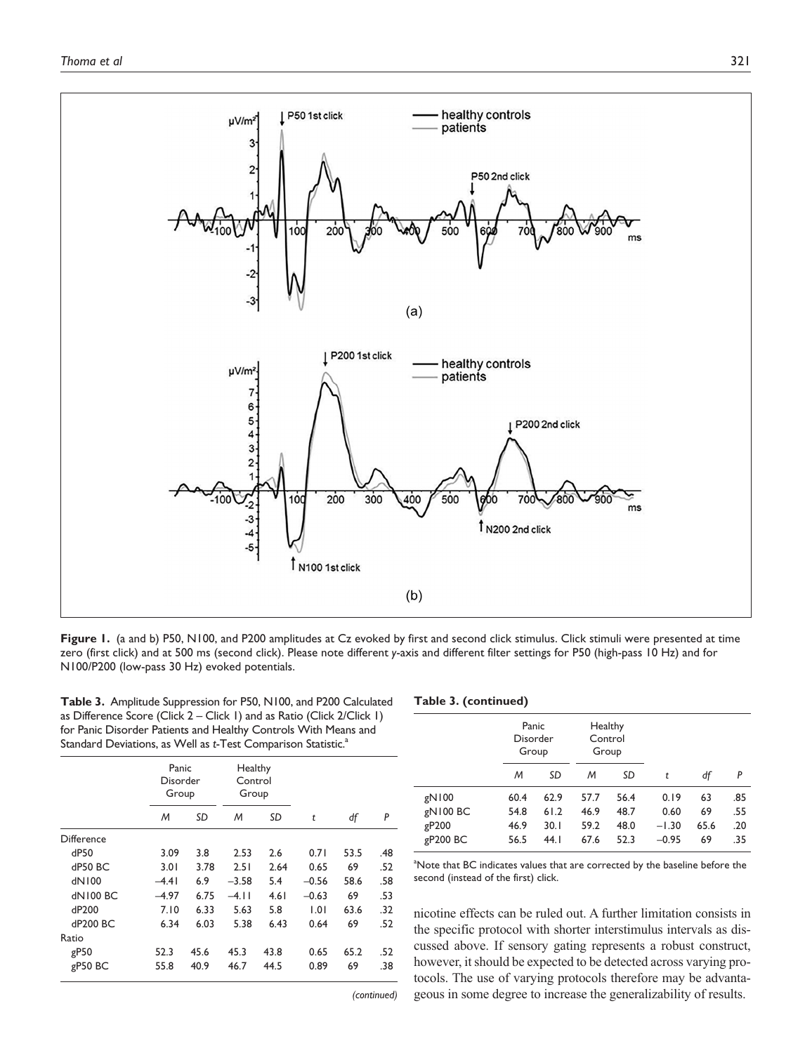**Figure 1.** (a and b) P50, N100, and P200 amplitudes at Cz evoked by first and second click stimulus. Click stimuli were presented at time zero (first click) and at 500 ms (second click). Please note different y-axis and different filter settings for P50 (high-pass 10 Hz) and for N100/P200 (low-pass 30 Hz) evoked potentials.

**Table 3.** Amplitude Suppression for P50, N100, and P200 Calculated as Difference Score (Click 2 – Click 1) and as Ratio (Click 2/Click 1) for Panic Disorder Patients and Healthy Controls With Means and Standard Deviations, as Well as *t*-Test Comparison Statistic.[a]

| | Panic Disorder Group | | Healthy Control Group | | | | |
|---|---|---|---|---|---|---|---|
| | *M* | *SD* | *M* | *SD* | *t* | *df* | *P* |
| Difference | | | | | | | |
| dP50 | 3.09 | 3.8 | 2.53 | 2.6 | 0.71 | 53.5 | .48 |
| dP50 BC | 3.01 | 3.78 | 2.51 | 2.64 | 0.65 | 69 | .52 |
| dN100 | –4.41 | 6.9 | –3.58 | 5.4 | –0.56 | 58.6 | .58 |
| dN100 BC | –4.97 | 6.75 | –4.11 | 4.61 | –0.63 | 69 | .53 |
| dP200 | 7.10 | 6.33 | 5.63 | 5.8 | 1.01 | 63.6 | .32 |
| dP200 BC | 6.34 | 6.03 | 5.38 | 6.43 | 0.64 | 69 | .52 |
| Ratio | | | | | | | |
| gP50 | 52.3 | 45.6 | 45.3 | 43.8 | 0.65 | 65.2 | .52 |
| gP50 BC | 55.8 | 40.9 | 46.7 | 44.5 | 0.89 | 69 | .38 |
| gN100 | 60.4 | 62.9 | 57.7 | 56.4 | 0.19 | 63 | .85 |
| gN100 BC | 54.8 | 61.2 | 46.9 | 48.7 | 0.60 | 69 | .55 |
| gP200 | 46.9 | 30.1 | 59.2 | 48.0 | –1.30 | 65.6 | .20 |
| gP200 BC | 56.5 | 44.1 | 67.6 | 52.3 | –0.95 | 69 | .35 |

[a]Note that BC indicates values that are corrected by the baseline before the second (instead of the first) click.

nicotine effects can be ruled out. A further limitation consists in the specific protocol with shorter interstimulus intervals as discussed above. If sensory gating represents a robust construct, however, it should be expected to be detected across varying protocols. The use of varying protocols therefore may be advantageous in some degree to increase the generalizability of results.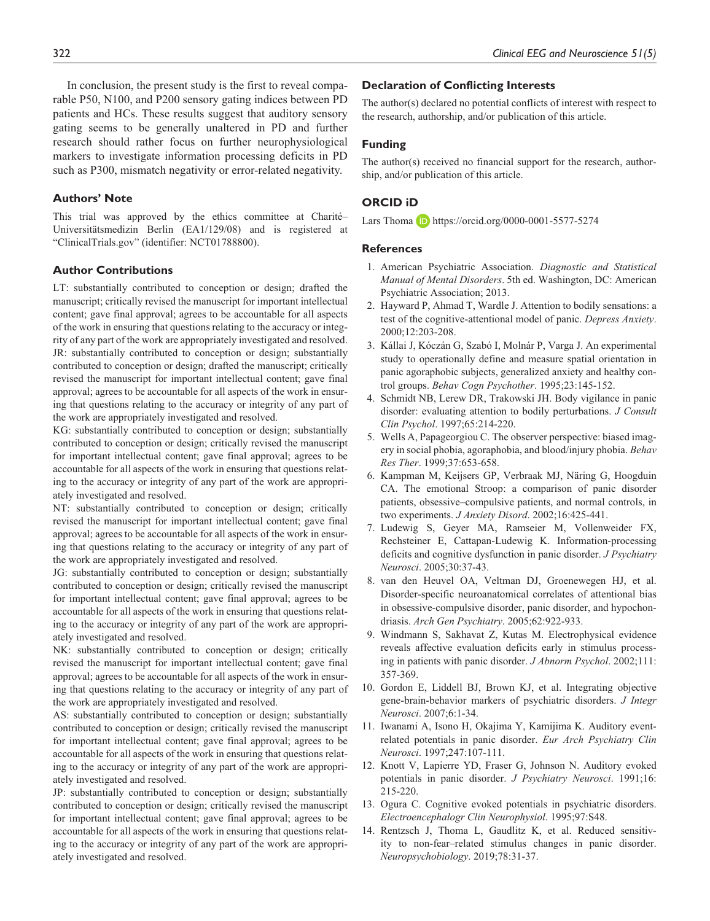In conclusion, the present study is the first to reveal comparable P50, N100, and P200 sensory gating indices between PD patients and HCs. These results suggest that auditory sensory gating seems to be generally unaltered in PD and further research should rather focus on further neurophysiological markers to investigate information processing deficits in PD such as P300, mismatch negativity or error-related negativity.

### Authors' Note

This trial was approved by the ethics committee at Charité–Universitätsmedizin Berlin (EA1/129/08) and is registered at "ClinicalTrials.gov" (identifier: NCT01788800).

### Author Contributions

LT: substantially contributed to conception or design; drafted the manuscript; critically revised the manuscript for important intellectual content; gave final approval; agrees to be accountable for all aspects of the work in ensuring that questions relating to the accuracy or integrity of any part of the work are appropriately investigated and resolved.
JR: substantially contributed to conception or design; substantially contributed to conception or design; drafted the manuscript; critically revised the manuscript for important intellectual content; gave final approval; agrees to be accountable for all aspects of the work in ensuring that questions relating to the accuracy or integrity of any part of the work are appropriately investigated and resolved.
KG: substantially contributed to conception or design; substantially contributed to conception or design; critically revised the manuscript for important intellectual content; gave final approval; agrees to be accountable for all aspects of the work in ensuring that questions relating to the accuracy or integrity of any part of the work are appropriately investigated and resolved.
NT: substantially contributed to conception or design; critically revised the manuscript for important intellectual content; gave final approval; agrees to be accountable for all aspects of the work in ensuring that questions relating to the accuracy or integrity of any part of the work are appropriately investigated and resolved.
JG: substantially contributed to conception or design; substantially contributed to conception or design; critically revised the manuscript for important intellectual content; gave final approval; agrees to be accountable for all aspects of the work in ensuring that questions relating to the accuracy or integrity of any part of the work are appropriately investigated and resolved.
NK: substantially contributed to conception or design; critically revised the manuscript for important intellectual content; gave final approval; agrees to be accountable for all aspects of the work in ensuring that questions relating to the accuracy or integrity of any part of the work are appropriately investigated and resolved.
AS: substantially contributed to conception or design; substantially contributed to conception or design; critically revised the manuscript for important intellectual content; gave final approval; agrees to be accountable for all aspects of the work in ensuring that questions relating to the accuracy or integrity of any part of the work are appropriately investigated and resolved.
JP: substantially contributed to conception or design; substantially contributed to conception or design; critically revised the manuscript for important intellectual content; gave final approval; agrees to be accountable for all aspects of the work in ensuring that questions relating to the accuracy or integrity of any part of the work are appropriately investigated and resolved.

### Declaration of Conflicting Interests

The author(s) declared no potential conflicts of interest with respect to the research, authorship, and/or publication of this article.

### Funding

The author(s) received no financial support for the research, authorship, and/or publication of this article.

### ORCID iD

Lars Thoma https://orcid.org/0000-0001-5577-5274

### References

1. American Psychiatric Association. *Diagnostic and Statistical Manual of Mental Disorders*. 5th ed. Washington, DC: American Psychiatric Association; 2013.
2. Hayward P, Ahmad T, Wardle J. Attention to bodily sensations: a test of the cognitive-attentional model of panic. *Depress Anxiety*. 2000;12:203-208.
3. Kállai J, Kóczán G, Szabó I, Molnár P, Varga J. An experimental study to operationally define and measure spatial orientation in panic agoraphobic subjects, generalized anxiety and healthy control groups. *Behav Cogn Psychother*. 1995;23:145-152.
4. Schmidt NB, Lerew DR, Trakowski JH. Body vigilance in panic disorder: evaluating attention to bodily perturbations. *J Consult Clin Psychol*. 1997;65:214-220.
5. Wells A, Papageorgiou C. The observer perspective: biased imagery in social phobia, agoraphobia, and blood/injury phobia. *Behav Res Ther*. 1999;37:653-658.
6. Kampman M, Keijsers GP, Verbraak MJ, Näring G, Hoogduin CA. The emotional Stroop: a comparison of panic disorder patients, obsessive–compulsive patients, and normal controls, in two experiments. *J Anxiety Disord*. 2002;16:425-441.
7. Ludewig S, Geyer MA, Ramseier M, Vollenweider FX, Rechsteiner E, Cattapan-Ludewig K. Information-processing deficits and cognitive dysfunction in panic disorder. *J Psychiatry Neurosci*. 2005;30:37-43.
8. van den Heuvel OA, Veltman DJ, Groenewegen HJ, et al. Disorder-specific neuroanatomical correlates of attentional bias in obsessive-compulsive disorder, panic disorder, and hypochondriasis. *Arch Gen Psychiatry*. 2005;62:922-933.
9. Windmann S, Sakhavat Z, Kutas M. Electrophysical evidence reveals affective evaluation deficits early in stimulus processing in patients with panic disorder. *J Abnorm Psychol*. 2002;111:357-369.
10. Gordon E, Liddell BJ, Brown KJ, et al. Integrating objective gene-brain-behavior markers of psychiatric disorders. *J Integr Neurosci*. 2007;6:1-34.
11. Iwanami A, Isono H, Okajima Y, Kamijima K. Auditory event-related potentials in panic disorder. *Eur Arch Psychiatry Clin Neurosci*. 1997;247:107-111.
12. Knott V, Lapierre YD, Fraser G, Johnson N. Auditory evoked potentials in panic disorder. *J Psychiatry Neurosci*. 1991;16:215-220.
13. Ogura C. Cognitive evoked potentials in psychiatric disorders. *Electroencephalogr Clin Neurophysiol*. 1995;97:S48.
14. Rentzsch J, Thoma L, Gaudlitz K, et al. Reduced sensitivity to non-fear–related stimulus changes in panic disorder. *Neuropsychobiology*. 2019;78:31-37.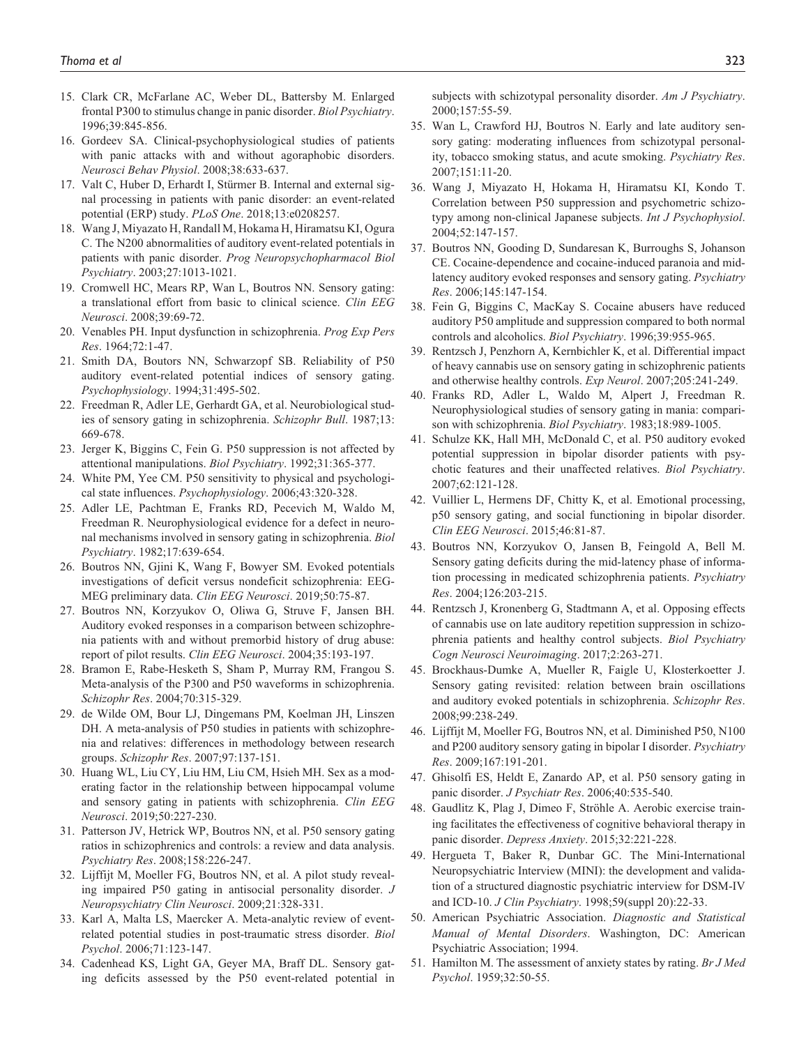15. Clark CR, McFarlane AC, Weber DL, Battersby M. Enlarged frontal P300 to stimulus change in panic disorder. *Biol Psychiatry*. 1996;39:845-856.
16. Gordeev SA. Clinical-psychophysiological studies of patients with panic attacks with and without agoraphobic disorders. *Neurosci Behav Physiol*. 2008;38:633-637.
17. Valt C, Huber D, Erhardt I, Stürmer B. Internal and external signal processing in patients with panic disorder: an event-related potential (ERP) study. *PLoS One*. 2018;13:e0208257.
18. Wang J, Miyazato H, Randall M, Hokama H, Hiramatsu KI, Ogura C. The N200 abnormalities of auditory event-related potentials in patients with panic disorder. *Prog Neuropsychopharmacol Biol Psychiatry*. 2003;27:1013-1021.
19. Cromwell HC, Mears RP, Wan L, Boutros NN. Sensory gating: a translational effort from basic to clinical science. *Clin EEG Neurosci*. 2008;39:69-72.
20. Venables PH. Input dysfunction in schizophrenia. *Prog Exp Pers Res*. 1964;72:1-47.
21. Smith DA, Boutors NN, Schwarzopf SB. Reliability of P50 auditory event-related potential indices of sensory gating. *Psychophysiology*. 1994;31:495-502.
22. Freedman R, Adler LE, Gerhardt GA, et al. Neurobiological studies of sensory gating in schizophrenia. *Schizophr Bull*. 1987;13:669-678.
23. Jerger K, Biggins C, Fein G. P50 suppression is not affected by attentional manipulations. *Biol Psychiatry*. 1992;31:365-377.
24. White PM, Yee CM. P50 sensitivity to physical and psychological state influences. *Psychophysiology*. 2006;43:320-328.
25. Adler LE, Pachtman E, Franks RD, Pecevich M, Waldo M, Freedman R. Neurophysiological evidence for a defect in neuronal mechanisms involved in sensory gating in schizophrenia. *Biol Psychiatry*. 1982;17:639-654.
26. Boutros NN, Gjini K, Wang F, Bowyer SM. Evoked potentials investigations of deficit versus nondeficit schizophrenia: EEG-MEG preliminary data. *Clin EEG Neurosci*. 2019;50:75-87.
27. Boutros NN, Korzyukov O, Oliwa G, Struve F, Jansen BH. Auditory evoked responses in a comparison between schizophrenia patients with and without premorbid history of drug abuse: report of pilot results. *Clin EEG Neurosci*. 2004;35:193-197.
28. Bramon E, Rabe-Hesketh S, Sham P, Murray RM, Frangou S. Meta-analysis of the P300 and P50 waveforms in schizophrenia. *Schizophr Res*. 2004;70:315-329.
29. de Wilde OM, Bour LJ, Dingemans PM, Koelman JH, Linszen DH. A meta-analysis of P50 studies in patients with schizophrenia and relatives: differences in methodology between research groups. *Schizophr Res*. 2007;97:137-151.
30. Huang WL, Liu CY, Liu HM, Liu CM, Hsieh MH. Sex as a moderating factor in the relationship between hippocampal volume and sensory gating in patients with schizophrenia. *Clin EEG Neurosci*. 2019;50:227-230.
31. Patterson JV, Hetrick WP, Boutros NN, et al. P50 sensory gating ratios in schizophrenics and controls: a review and data analysis. *Psychiatry Res*. 2008;158:226-247.
32. Lijffijt M, Moeller FG, Boutros NN, et al. A pilot study revealing impaired P50 gating in antisocial personality disorder. *J Neuropsychiatry Clin Neurosci*. 2009;21:328-331.
33. Karl A, Malta LS, Maercker A. Meta-analytic review of event-related potential studies in post-traumatic stress disorder. *Biol Psychol*. 2006;71:123-147.
34. Cadenhead KS, Light GA, Geyer MA, Braff DL. Sensory gating deficits assessed by the P50 event-related potential in subjects with schizotypal personality disorder. *Am J Psychiatry*. 2000;157:55-59.
35. Wan L, Crawford HJ, Boutros N. Early and late auditory sensory gating: moderating influences from schizotypal personality, tobacco smoking status, and acute smoking. *Psychiatry Res*. 2007;151:11-20.
36. Wang J, Miyazato H, Hokama H, Hiramatsu KI, Kondo T. Correlation between P50 suppression and psychometric schizotypy among non-clinical Japanese subjects. *Int J Psychophysiol*. 2004;52:147-157.
37. Boutros NN, Gooding D, Sundaresan K, Burroughs S, Johanson CE. Cocaine-dependence and cocaine-induced paranoia and mid-latency auditory evoked responses and sensory gating. *Psychiatry Res*. 2006;145:147-154.
38. Fein G, Biggins C, MacKay S. Cocaine abusers have reduced auditory P50 amplitude and suppression compared to both normal controls and alcoholics. *Biol Psychiatry*. 1996;39:955-965.
39. Rentzsch J, Penzhorn A, Kernbichler K, et al. Differential impact of heavy cannabis use on sensory gating in schizophrenic patients and otherwise healthy controls. *Exp Neurol*. 2007;205:241-249.
40. Franks RD, Adler L, Waldo M, Alpert J, Freedman R. Neurophysiological studies of sensory gating in mania: comparison with schizophrenia. *Biol Psychiatry*. 1983;18:989-1005.
41. Schulze KK, Hall MH, McDonald C, et al. P50 auditory evoked potential suppression in bipolar disorder patients with psychotic features and their unaffected relatives. *Biol Psychiatry*. 2007;62:121-128.
42. Vuillier L, Hermens DF, Chitty K, et al. Emotional processing, p50 sensory gating, and social functioning in bipolar disorder. *Clin EEG Neurosci*. 2015;46:81-87.
43. Boutros NN, Korzyukov O, Jansen B, Feingold A, Bell M. Sensory gating deficits during the mid-latency phase of information processing in medicated schizophrenia patients. *Psychiatry Res*. 2004;126:203-215.
44. Rentzsch J, Kronenberg G, Stadtmann A, et al. Opposing effects of cannabis use on late auditory repetition suppression in schizophrenia patients and healthy control subjects. *Biol Psychiatry Cogn Neurosci Neuroimaging*. 2017;2:263-271.
45. Brockhaus-Dumke A, Mueller R, Faigle U, Klosterkoetter J. Sensory gating revisited: relation between brain oscillations and auditory evoked potentials in schizophrenia. *Schizophr Res*. 2008;99:238-249.
46. Lijffijt M, Moeller FG, Boutros NN, et al. Diminished P50, N100 and P200 auditory sensory gating in bipolar I disorder. *Psychiatry Res*. 2009;167:191-201.
47. Ghisolfi ES, Heldt E, Zanardo AP, et al. P50 sensory gating in panic disorder. *J Psychiatr Res*. 2006;40:535-540.
48. Gaudlitz K, Plag J, Dimeo F, Ströhle A. Aerobic exercise training facilitates the effectiveness of cognitive behavioral therapy in panic disorder. *Depress Anxiety*. 2015;32:221-228.
49. Hergueta T, Baker R, Dunbar GC. The Mini-International Neuropsychiatric Interview (MINI): the development and validation of a structured diagnostic psychiatric interview for DSM-IV and ICD-10. *J Clin Psychiatry*. 1998;59(suppl 20):22-33.
50. American Psychiatric Association. *Diagnostic and Statistical Manual of Mental Disorders*. Washington, DC: American Psychiatric Association; 1994.
51. Hamilton M. The assessment of anxiety states by rating. *Br J Med Psychol*. 1959;32:50-55.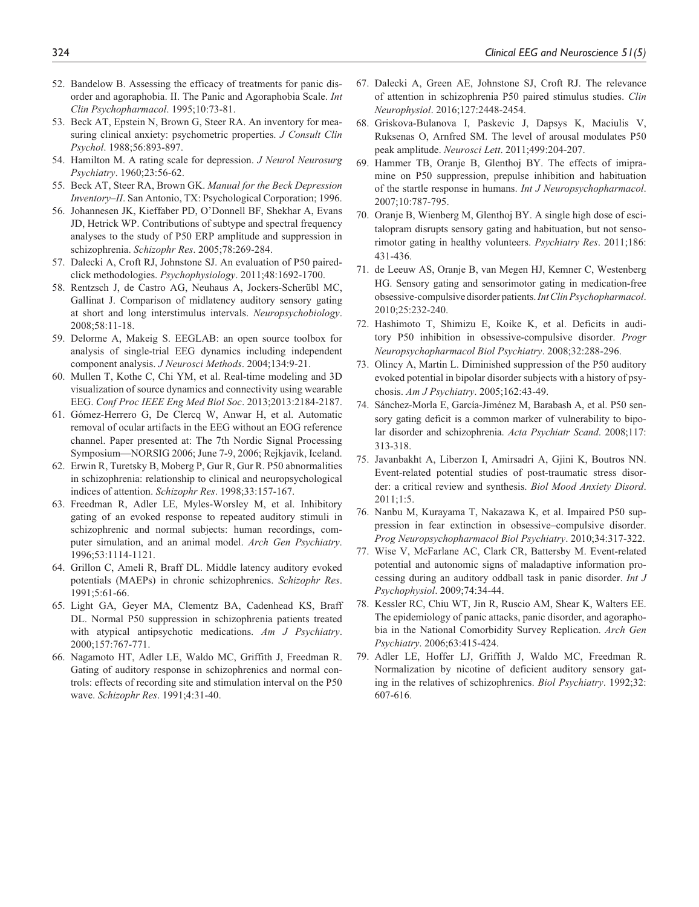52. Bandelow B. Assessing the efficacy of treatments for panic disorder and agoraphobia. II. The Panic and Agoraphobia Scale. *Int Clin Psychopharmacol*. 1995;10:73-81.
53. Beck AT, Epstein N, Brown G, Steer RA. An inventory for measuring clinical anxiety: psychometric properties. *J Consult Clin Psychol*. 1988;56:893-897.
54. Hamilton M. A rating scale for depression. *J Neurol Neurosurg Psychiatry*. 1960;23:56-62.
55. Beck AT, Steer RA, Brown GK. *Manual for the Beck Depression Inventory–II*. San Antonio, TX: Psychological Corporation; 1996.
56. Johannesen JK, Kieffaber PD, O'Donnell BF, Shekhar A, Evans JD, Hetrick WP. Contributions of subtype and spectral frequency analyses to the study of P50 ERP amplitude and suppression in schizophrenia. *Schizophr Res*. 2005;78:269-284.
57. Dalecki A, Croft RJ, Johnstone SJ. An evaluation of P50 paired-click methodologies. *Psychophysiology*. 2011;48:1692-1700.
58. Rentzsch J, de Castro AG, Neuhaus A, Jockers-Scherübl MC, Gallinat J. Comparison of midlatency auditory sensory gating at short and long interstimulus intervals. *Neuropsychobiology*. 2008;58:11-18.
59. Delorme A, Makeig S. EEGLAB: an open source toolbox for analysis of single-trial EEG dynamics including independent component analysis. *J Neurosci Methods*. 2004;134:9-21.
60. Mullen T, Kothe C, Chi YM, et al. Real-time modeling and 3D visualization of source dynamics and connectivity using wearable EEG. *Conf Proc IEEE Eng Med Biol Soc*. 2013;2013:2184-2187.
61. Gómez-Herrero G, De Clercq W, Anwar H, et al. Automatic removal of ocular artifacts in the EEG without an EOG reference channel. Paper presented at: The 7th Nordic Signal Processing Symposium—NORSIG 2006; June 7-9, 2006; Rejkjavik, Iceland.
62. Erwin R, Turetsky B, Moberg P, Gur R, Gur R. P50 abnormalities in schizophrenia: relationship to clinical and neuropsychological indices of attention. *Schizophr Res*. 1998;33:157-167.
63. Freedman R, Adler LE, Myles-Worsley M, et al. Inhibitory gating of an evoked response to repeated auditory stimuli in schizophrenic and normal subjects: human recordings, computer simulation, and an animal model. *Arch Gen Psychiatry*. 1996;53:1114-1121.
64. Grillon C, Ameli R, Braff DL. Middle latency auditory evoked potentials (MAEPs) in chronic schizophrenics. *Schizophr Res*. 1991;5:61-66.
65. Light GA, Geyer MA, Clementz BA, Cadenhead KS, Braff DL. Normal P50 suppression in schizophrenia patients treated with atypical antipsychotic medications. *Am J Psychiatry*. 2000;157:767-771.
66. Nagamoto HT, Adler LE, Waldo MC, Griffith J, Freedman R. Gating of auditory response in schizophrenics and normal controls: effects of recording site and stimulation interval on the P50 wave. *Schizophr Res*. 1991;4:31-40.
67. Dalecki A, Green AE, Johnstone SJ, Croft RJ. The relevance of attention in schizophrenia P50 paired stimulus studies. *Clin Neurophysiol*. 2016;127:2448-2454.
68. Griskova-Bulanova I, Paskevic J, Dapsys K, Maciulis V, Ruksenas O, Arnfred SM. The level of arousal modulates P50 peak amplitude. *Neurosci Lett*. 2011;499:204-207.
69. Hammer TB, Oranje B, Glenthoj BY. The effects of imipramine on P50 suppression, prepulse inhibition and habituation of the startle response in humans. *Int J Neuropsychopharmacol*. 2007;10:787-795.
70. Oranje B, Wienberg M, Glenthoj BY. A single high dose of escitalopram disrupts sensory gating and habituation, but not sensorimotor gating in healthy volunteers. *Psychiatry Res*. 2011;186: 431-436.
71. de Leeuw AS, Oranje B, van Megen HJ, Kemner C, Westenberg HG. Sensory gating and sensorimotor gating in medication-free obsessive-compulsive disorder patients. *Int Clin Psychopharmacol*. 2010;25:232-240.
72. Hashimoto T, Shimizu E, Koike K, et al. Deficits in auditory P50 inhibition in obsessive-compulsive disorder. *Progr Neuropsychopharmacol Biol Psychiatry*. 2008;32:288-296.
73. Olincy A, Martin L. Diminished suppression of the P50 auditory evoked potential in bipolar disorder subjects with a history of psychosis. *Am J Psychiatry*. 2005;162:43-49.
74. Sánchez-Morla E, García-Jiménez M, Barabash A, et al. P50 sensory gating deficit is a common marker of vulnerability to bipolar disorder and schizophrenia. *Acta Psychiatr Scand*. 2008;117: 313-318.
75. Javanbakht A, Liberzon I, Amirsadri A, Gjini K, Boutros NN. Event-related potential studies of post-traumatic stress disorder: a critical review and synthesis. *Biol Mood Anxiety Disord*. 2011;1:5.
76. Nanbu M, Kurayama T, Nakazawa K, et al. Impaired P50 suppression in fear extinction in obsessive–compulsive disorder. *Prog Neuropsychopharmacol Biol Psychiatry*. 2010;34:317-322.
77. Wise V, McFarlane AC, Clark CR, Battersby M. Event-related potential and autonomic signs of maladaptive information processing during an auditory oddball task in panic disorder. *Int J Psychophysiol*. 2009;74:34-44.
78. Kessler RC, Chiu WT, Jin R, Ruscio AM, Shear K, Walters EE. The epidemiology of panic attacks, panic disorder, and agoraphobia in the National Comorbidity Survey Replication. *Arch Gen Psychiatry*. 2006;63:415-424.
79. Adler LE, Hoffer LJ, Griffith J, Waldo MC, Freedman R. Normalization by nicotine of deficient auditory sensory gating in the relatives of schizophrenics. *Biol Psychiatry*. 1992;32: 607-616.